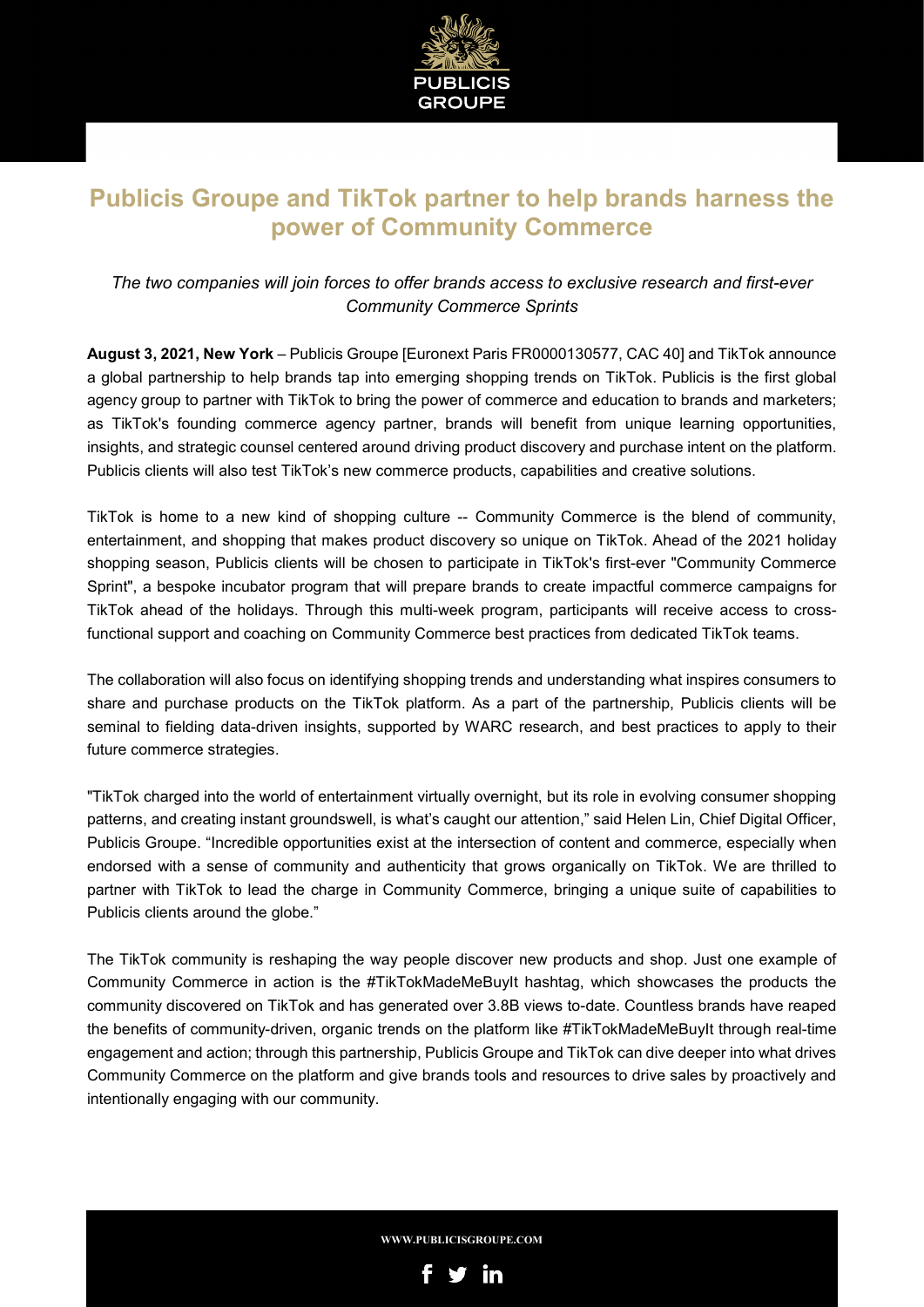# Publicis Groupe and TikTok partner to help brands harness the power of Community Commerce

*The two companies will join forces to offer brands access to exclusive research and first-ever Community Commerce Sprints*

**August 3, 2021, New York** – Publicis Groupe [Euronext Paris FR0000130577, CAC 40] and TikTok announce a global partnership to help brands tap into emerging shopping trends on TikTok. Publicis is the first global agency group to partner with TikTok to bring the power of commerce and education to brands and marketers; as TikTok's founding commerce agency partner, brands will benefit from unique learning opportunities, insights, and strategic counsel centered around driving product discovery and purchase intent on the platform. Publicis clients will also test TikTok's new commerce products, capabilities and creative solutions.

TikTok is home to a new kind of shopping culture -- Community Commerce is the blend of community, entertainment, and shopping that makes product discovery so unique on TikTok. Ahead of the 2021 holiday shopping season, Publicis clients will be chosen to participate in TikTok's first-ever "Community Commerce Sprint", a bespoke incubator program that will prepare brands to create impactful commerce campaigns for TikTok ahead of the holidays. Through this multi-week program, participants will receive access to cross-functional support and coaching on Community Commerce best practices from dedicated TikTok teams.

The collaboration will also focus on identifying shopping trends and understanding what inspires consumers to share and purchase products on the TikTok platform. As a part of the partnership, Publicis clients will be seminal to fielding data-driven insights, supported by WARC research, and best practices to apply to their future commerce strategies.

"TikTok charged into the world of entertainment virtually overnight, but its role in evolving consumer shopping patterns, and creating instant groundswell, is what's caught our attention," said Helen Lin, Chief Digital Officer, Publicis Groupe. "Incredible opportunities exist at the intersection of content and commerce, especially when endorsed with a sense of community and authenticity that grows organically on TikTok. We are thrilled to partner with TikTok to lead the charge in Community Commerce, bringing a unique suite of capabilities to Publicis clients around the globe."

The TikTok community is reshaping the way people discover new products and shop. Just one example of Community Commerce in action is the #TikTokMadeMeBuyIt hashtag, which showcases the products the community discovered on TikTok and has generated over 3.8B views to-date. Countless brands have reaped the benefits of community-driven, organic trends on the platform like #TikTokMadeMeBuyIt through real-time engagement and action; through this partnership, Publicis Groupe and TikTok can dive deeper into what drives Community Commerce on the platform and give brands tools and resources to drive sales by proactively and intentionally engaging with our community.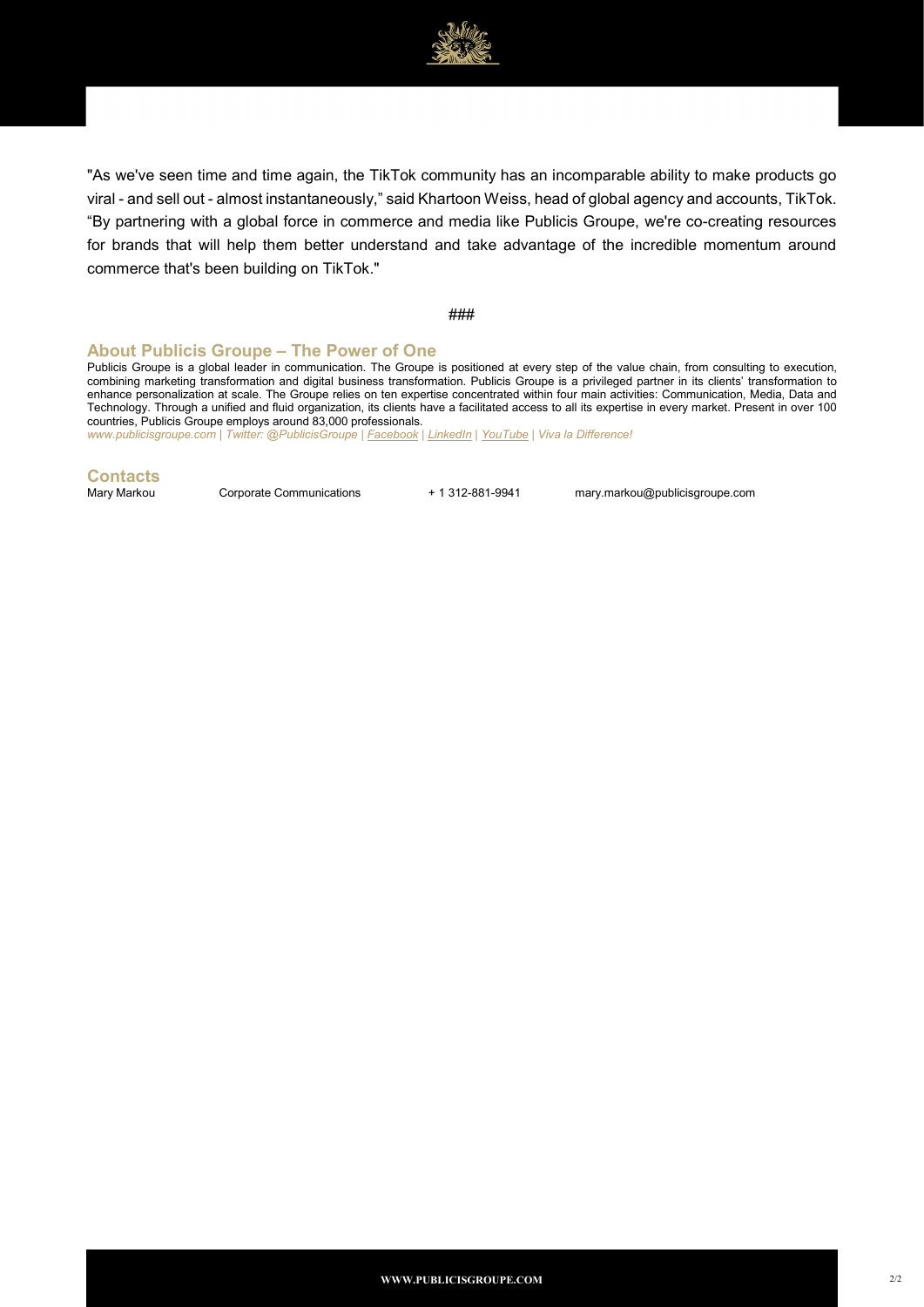"As we've seen time and time again, the TikTok community has an incomparable ability to make products go viral - and sell out - almost instantaneously," said Khartoon Weiss, head of global agency and accounts, TikTok. "By partnering with a global force in commerce and media like Publicis Groupe, we're co-creating resources for brands that will help them better understand and take advantage of the incredible momentum around commerce that's been building on TikTok."

###

## About Publicis Groupe – The Power of One

Publicis Groupe is a global leader in communication. The Groupe is positioned at every step of the value chain, from consulting to execution, combining marketing transformation and digital business transformation. Publicis Groupe is a privileged partner in its clients' transformation to enhance personalization at scale. The Groupe relies on ten expertise concentrated within four main activities: Communication, Media, Data and Technology. Through a unified and fluid organization, its clients have a facilitated access to all its expertise in every market. Present in over 100 countries, Publicis Groupe employs around 83,000 professionals.

*www.publicisgroupe.com | Twitter: @PublicisGroupe | Facebook | LinkedIn | YouTube | Viva la Difference!*

## Contacts

| | | | |
|---|---|---|---|
| Mary Markou | Corporate Communications | + 1 312-881-9941 | mary.markou@publicisgroupe.com |